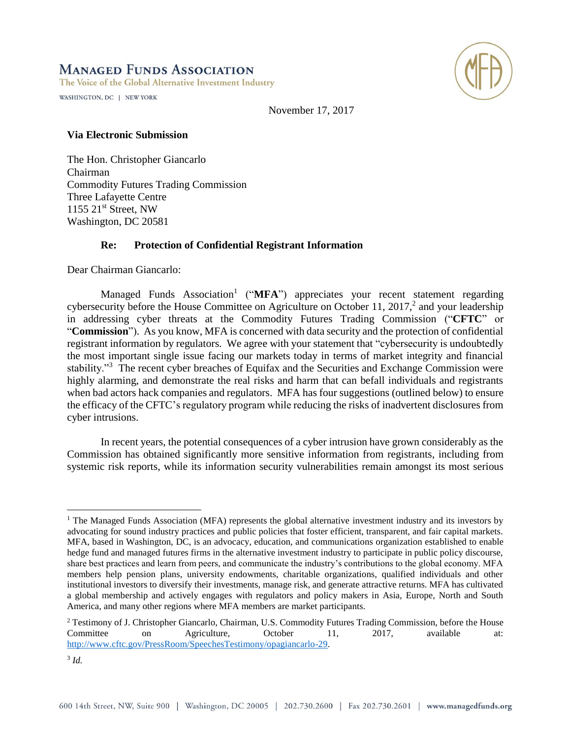**MANAGED FUNDS ASSOCIATION**
The Voice of the Global Alternative Investment Industry
WASHINGTON, DC | NEW YORK

November 17, 2017

**Via Electronic Submission**

The Hon. Christopher Giancarlo
Chairman
Commodity Futures Trading Commission
Three Lafayette Centre
1155 21st Street, NW
Washington, DC 20581

**Re: Protection of Confidential Registrant Information**

Dear Chairman Giancarlo:

Managed Funds Association[1] ("**MFA**") appreciates your recent statement regarding cybersecurity before the House Committee on Agriculture on October 11, 2017,[2] and your leadership in addressing cyber threats at the Commodity Futures Trading Commission ("**CFTC**" or "**Commission**"). As you know, MFA is concerned with data security and the protection of confidential registrant information by regulators. We agree with your statement that "cybersecurity is undoubtedly the most important single issue facing our markets today in terms of market integrity and financial stability."[3] The recent cyber breaches of Equifax and the Securities and Exchange Commission were highly alarming, and demonstrate the real risks and harm that can befall individuals and registrants when bad actors hack companies and regulators. MFA has four suggestions (outlined below) to ensure the efficacy of the CFTC's regulatory program while reducing the risks of inadvertent disclosures from cyber intrusions.

In recent years, the potential consequences of a cyber intrusion have grown considerably as the Commission has obtained significantly more sensitive information from registrants, including from systemic risk reports, while its information security vulnerabilities remain amongst its most serious

---

[1] The Managed Funds Association (MFA) represents the global alternative investment industry and its investors by advocating for sound industry practices and public policies that foster efficient, transparent, and fair capital markets. MFA, based in Washington, DC, is an advocacy, education, and communications organization established to enable hedge fund and managed futures firms in the alternative investment industry to participate in public policy discourse, share best practices and learn from peers, and communicate the industry's contributions to the global economy. MFA members help pension plans, university endowments, charitable organizations, qualified individuals and other institutional investors to diversify their investments, manage risk, and generate attractive returns. MFA has cultivated a global membership and actively engages with regulators and policy makers in Asia, Europe, North and South America, and many other regions where MFA members are market participants.

[2] Testimony of J. Christopher Giancarlo, Chairman, U.S. Commodity Futures Trading Commission, before the House Committee on Agriculture, October 11, 2017, available at: http://www.cftc.gov/PressRoom/SpeechesTestimony/opagiancarlo-29.

[3] *Id.*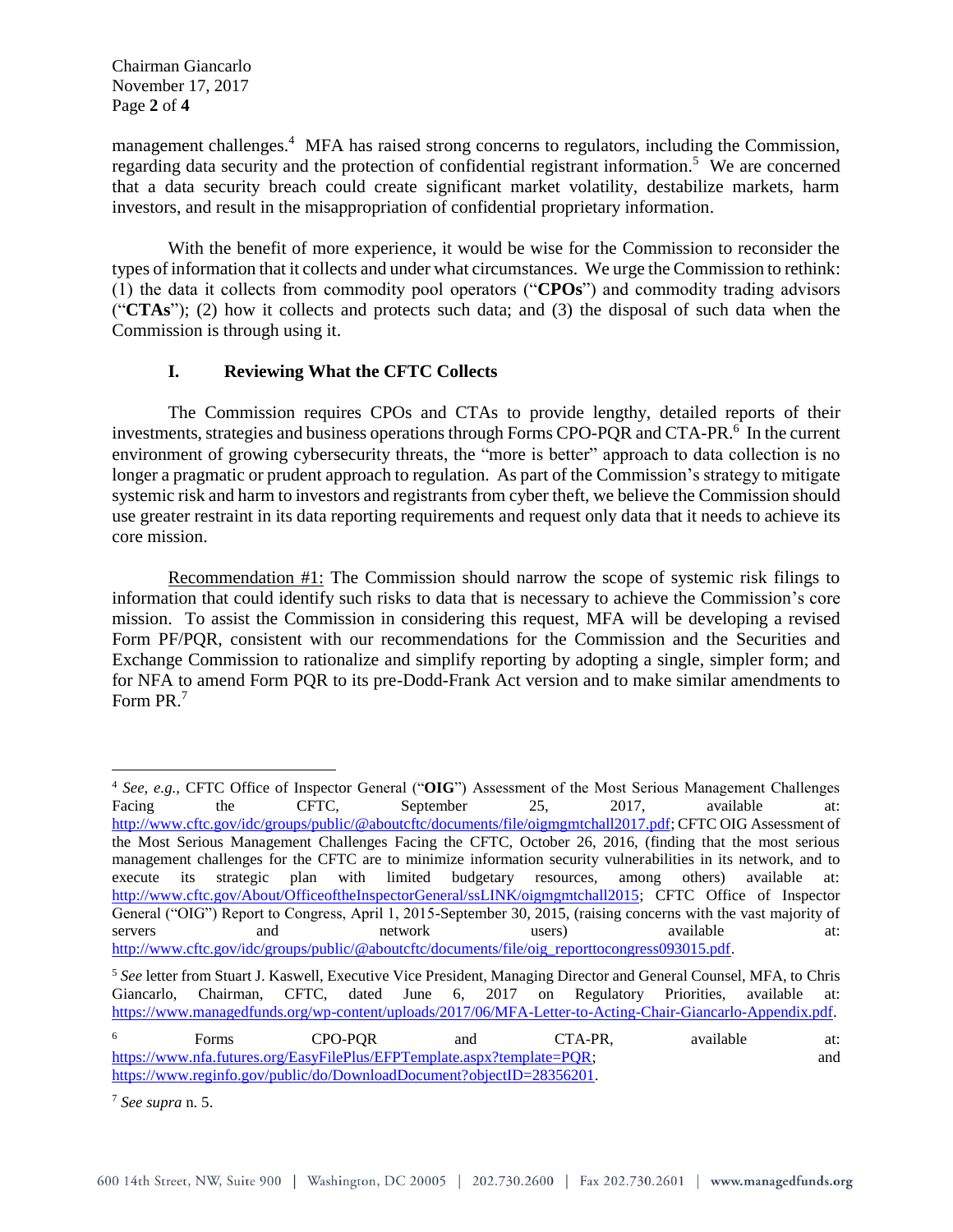management challenges.[4] MFA has raised strong concerns to regulators, including the Commission, regarding data security and the protection of confidential registrant information.[5] We are concerned that a data security breach could create significant market volatility, destabilize markets, harm investors, and result in the misappropriation of confidential proprietary information.

With the benefit of more experience, it would be wise for the Commission to reconsider the types of information that it collects and under what circumstances. We urge the Commission to rethink: (1) the data it collects from commodity pool operators ("**CPOs**") and commodity trading advisors ("**CTAs**"); (2) how it collects and protects such data; and (3) the disposal of such data when the Commission is through using it.

## I. Reviewing What the CFTC Collects

The Commission requires CPOs and CTAs to provide lengthy, detailed reports of their investments, strategies and business operations through Forms CPO-PQR and CTA-PR.[6] In the current environment of growing cybersecurity threats, the "more is better" approach to data collection is no longer a pragmatic or prudent approach to regulation. As part of the Commission's strategy to mitigate systemic risk and harm to investors and registrants from cyber theft, we believe the Commission should use greater restraint in its data reporting requirements and request only data that it needs to achieve its core mission.

Recommendation #1: The Commission should narrow the scope of systemic risk filings to information that could identify such risks to data that is necessary to achieve the Commission's core mission. To assist the Commission in considering this request, MFA will be developing a revised Form PF/PQR, consistent with our recommendations for the Commission and the Securities and Exchange Commission to rationalize and simplify reporting by adopting a single, simpler form; and for NFA to amend Form PQR to its pre-Dodd-Frank Act version and to make similar amendments to Form PR.[7]

---

[4] *See, e.g.,* CFTC Office of Inspector General ("**OIG**") Assessment of the Most Serious Management Challenges Facing the CFTC, September 25, 2017, available at: http://www.cftc.gov/idc/groups/public/@aboutcftc/documents/file/oigmgmtchall2017.pdf; CFTC OIG Assessment of the Most Serious Management Challenges Facing the CFTC, October 26, 2016, (finding that the most serious management challenges for the CFTC are to minimize information security vulnerabilities in its network, and to execute its strategic plan with limited budgetary resources, among others) available at: http://www.cftc.gov/About/OfficeoftheInspectorGeneral/ssLINK/oigmgmtchall2015; CFTC Office of Inspector General ("OIG") Report to Congress, April 1, 2015-September 30, 2015, (raising concerns with the vast majority of servers and network users) available at: http://www.cftc.gov/idc/groups/public/@aboutcftc/documents/file/oig_reporttocongress093015.pdf.

[5] *See* letter from Stuart J. Kaswell, Executive Vice President, Managing Director and General Counsel, MFA, to Chris Giancarlo, Chairman, CFTC, dated June 6, 2017 on Regulatory Priorities, available at: https://www.managedfunds.org/wp-content/uploads/2017/06/MFA-Letter-to-Acting-Chair-Giancarlo-Appendix.pdf.

[6] Forms CPO-PQR and CTA-PR, available at: https://www.nfa.futures.org/EasyFilePlus/EFPTemplate.aspx?template=PQR; and https://www.reginfo.gov/public/do/DownloadDocument?objectID=28356201.

[7] *See supra* n. 5.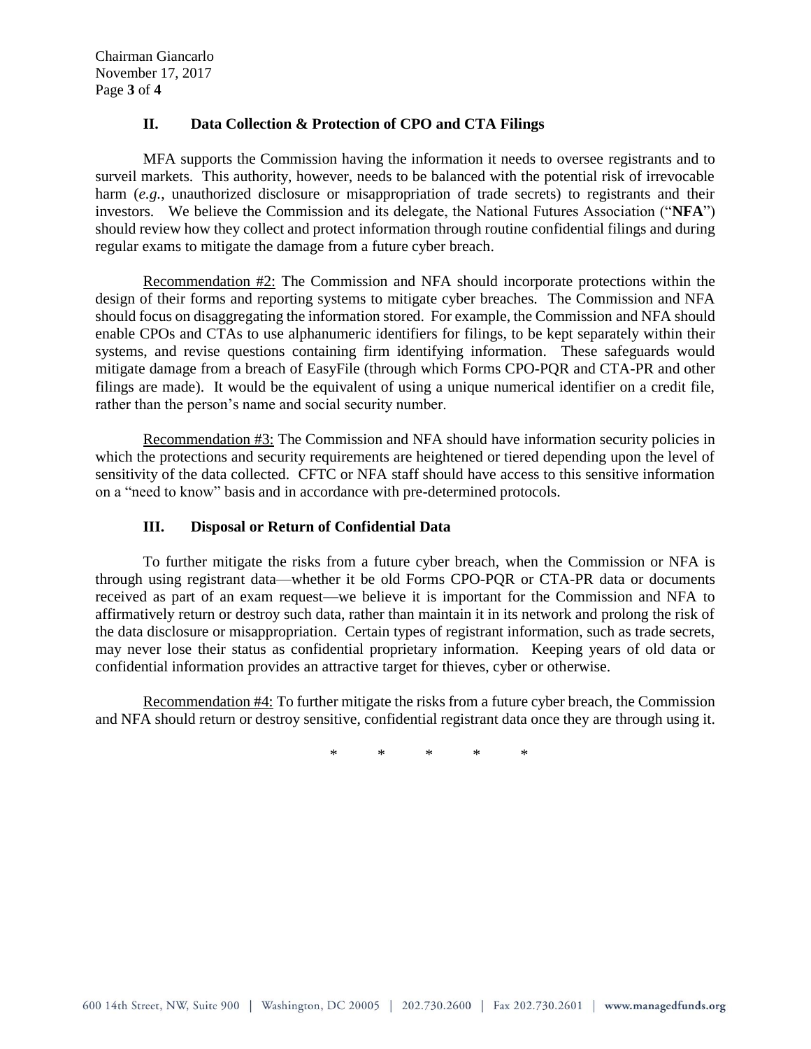## II. Data Collection & Protection of CPO and CTA Filings

MFA supports the Commission having the information it needs to oversee registrants and to surveil markets. This authority, however, needs to be balanced with the potential risk of irrevocable harm (*e.g.*, unauthorized disclosure or misappropriation of trade secrets) to registrants and their investors. We believe the Commission and its delegate, the National Futures Association ("**NFA**") should review how they collect and protect information through routine confidential filings and during regular exams to mitigate the damage from a future cyber breach.

Recommendation #2: The Commission and NFA should incorporate protections within the design of their forms and reporting systems to mitigate cyber breaches. The Commission and NFA should focus on disaggregating the information stored. For example, the Commission and NFA should enable CPOs and CTAs to use alphanumeric identifiers for filings, to be kept separately within their systems, and revise questions containing firm identifying information. These safeguards would mitigate damage from a breach of EasyFile (through which Forms CPO-PQR and CTA-PR and other filings are made). It would be the equivalent of using a unique numerical identifier on a credit file, rather than the person's name and social security number.

Recommendation #3: The Commission and NFA should have information security policies in which the protections and security requirements are heightened or tiered depending upon the level of sensitivity of the data collected. CFTC or NFA staff should have access to this sensitive information on a "need to know" basis and in accordance with pre-determined protocols.

## III. Disposal or Return of Confidential Data

To further mitigate the risks from a future cyber breach, when the Commission or NFA is through using registrant data—whether it be old Forms CPO-PQR or CTA-PR data or documents received as part of an exam request—we believe it is important for the Commission and NFA to affirmatively return or destroy such data, rather than maintain it in its network and prolong the risk of the data disclosure or misappropriation. Certain types of registrant information, such as trade secrets, may never lose their status as confidential proprietary information. Keeping years of old data or confidential information provides an attractive target for thieves, cyber or otherwise.

Recommendation #4: To further mitigate the risks from a future cyber breach, the Commission and NFA should return or destroy sensitive, confidential registrant data once they are through using it.

\* \* \* \* \*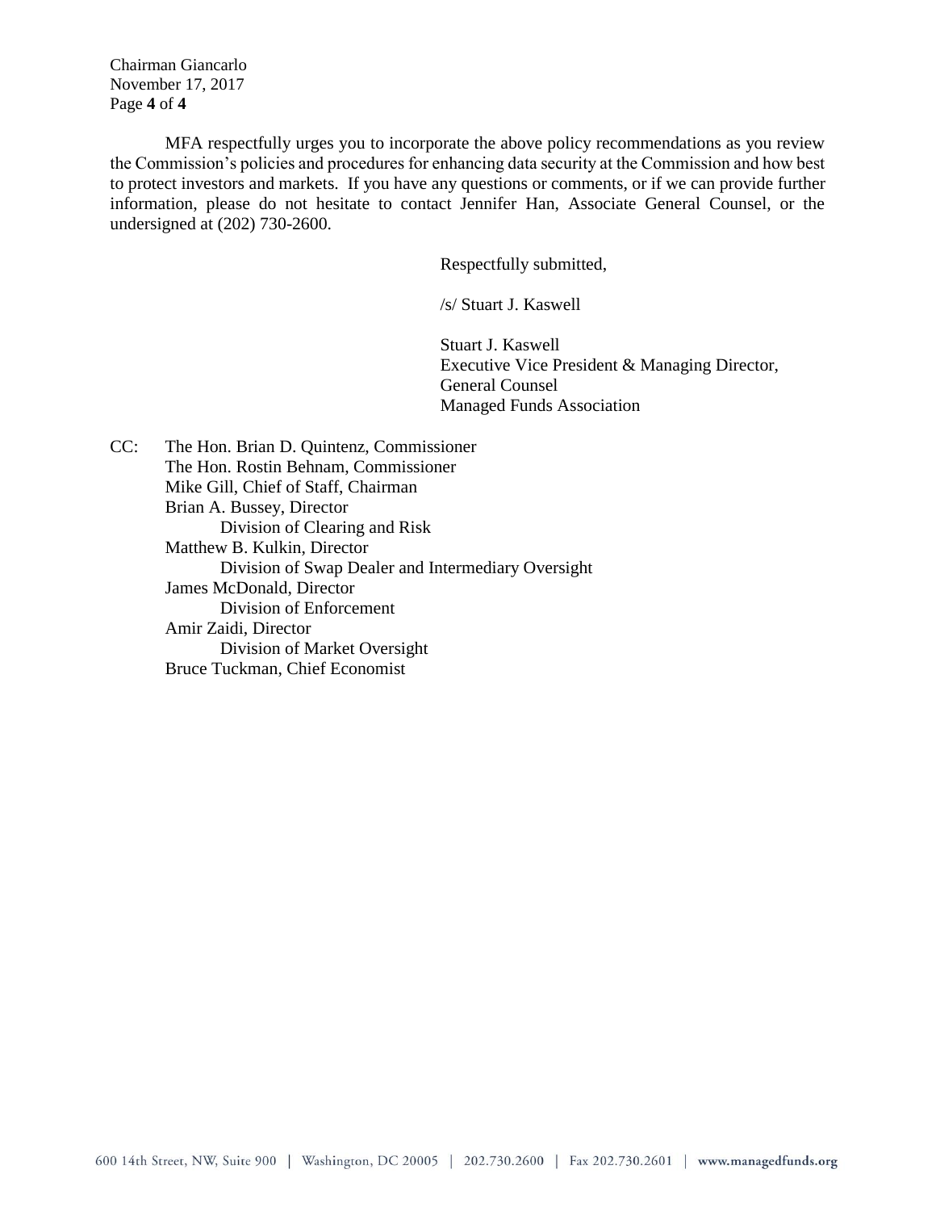MFA respectfully urges you to incorporate the above policy recommendations as you review the Commission's policies and procedures for enhancing data security at the Commission and how best to protect investors and markets. If you have any questions or comments, or if we can provide further information, please do not hesitate to contact Jennifer Han, Associate General Counsel, or the undersigned at (202) 730-2600.

Respectfully submitted,

/s/ Stuart J. Kaswell

Stuart J. Kaswell  
Executive Vice President & Managing Director,  
General Counsel  
Managed Funds Association

CC: The Hon. Brian D. Quintenz, Commissioner  
The Hon. Rostin Behnam, Commissioner  
Mike Gill, Chief of Staff, Chairman  
Brian A. Bussey, Director  
Division of Clearing and Risk  
Matthew B. Kulkin, Director  
Division of Swap Dealer and Intermediary Oversight  
James McDonald, Director  
Division of Enforcement  
Amir Zaidi, Director  
Division of Market Oversight  
Bruce Tuckman, Chief Economist